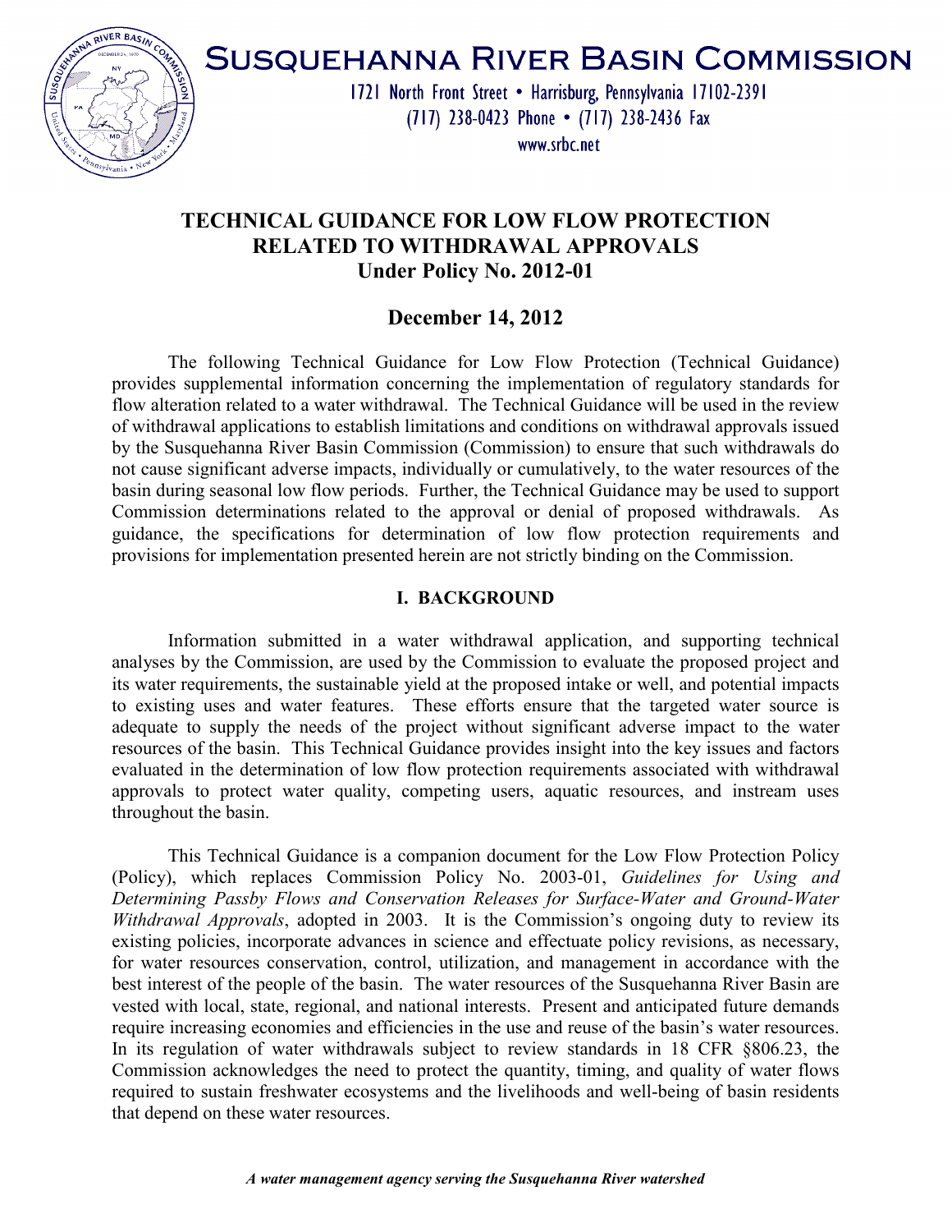# SUSQUEHANNA RIVER BASIN COMMISSION

1721 North Front Street • Harrisburg, Pennsylvania 17102-2391
(717) 238-0423 Phone • (717) 238-2436 Fax
www.srbc.net

## TECHNICAL GUIDANCE FOR LOW FLOW PROTECTION RELATED TO WITHDRAWAL APPROVALS Under Policy No. 2012-01

### December 14, 2012

The following Technical Guidance for Low Flow Protection (Technical Guidance) provides supplemental information concerning the implementation of regulatory standards for flow alteration related to a water withdrawal. The Technical Guidance will be used in the review of withdrawal applications to establish limitations and conditions on withdrawal approvals issued by the Susquehanna River Basin Commission (Commission) to ensure that such withdrawals do not cause significant adverse impacts, individually or cumulatively, to the water resources of the basin during seasonal low flow periods. Further, the Technical Guidance may be used to support Commission determinations related to the approval or denial of proposed withdrawals. As guidance, the specifications for determination of low flow protection requirements and provisions for implementation presented herein are not strictly binding on the Commission.

### I. BACKGROUND

Information submitted in a water withdrawal application, and supporting technical analyses by the Commission, are used by the Commission to evaluate the proposed project and its water requirements, the sustainable yield at the proposed intake or well, and potential impacts to existing uses and water features. These efforts ensure that the targeted water source is adequate to supply the needs of the project without significant adverse impact to the water resources of the basin. This Technical Guidance provides insight into the key issues and factors evaluated in the determination of low flow protection requirements associated with withdrawal approvals to protect water quality, competing users, aquatic resources, and instream uses throughout the basin.

This Technical Guidance is a companion document for the Low Flow Protection Policy (Policy), which replaces Commission Policy No. 2003-01, *Guidelines for Using and Determining Passby Flows and Conservation Releases for Surface-Water and Ground-Water Withdrawal Approvals*, adopted in 2003. It is the Commission's ongoing duty to review its existing policies, incorporate advances in science and effectuate policy revisions, as necessary, for water resources conservation, control, utilization, and management in accordance with the best interest of the people of the basin. The water resources of the Susquehanna River Basin are vested with local, state, regional, and national interests. Present and anticipated future demands require increasing economies and efficiencies in the use and reuse of the basin's water resources. In its regulation of water withdrawals subject to review standards in 18 CFR §806.23, the Commission acknowledges the need to protect the quantity, timing, and quality of water flows required to sustain freshwater ecosystems and the livelihoods and well-being of basin residents that depend on these water resources.

***A water management agency serving the Susquehanna River watershed***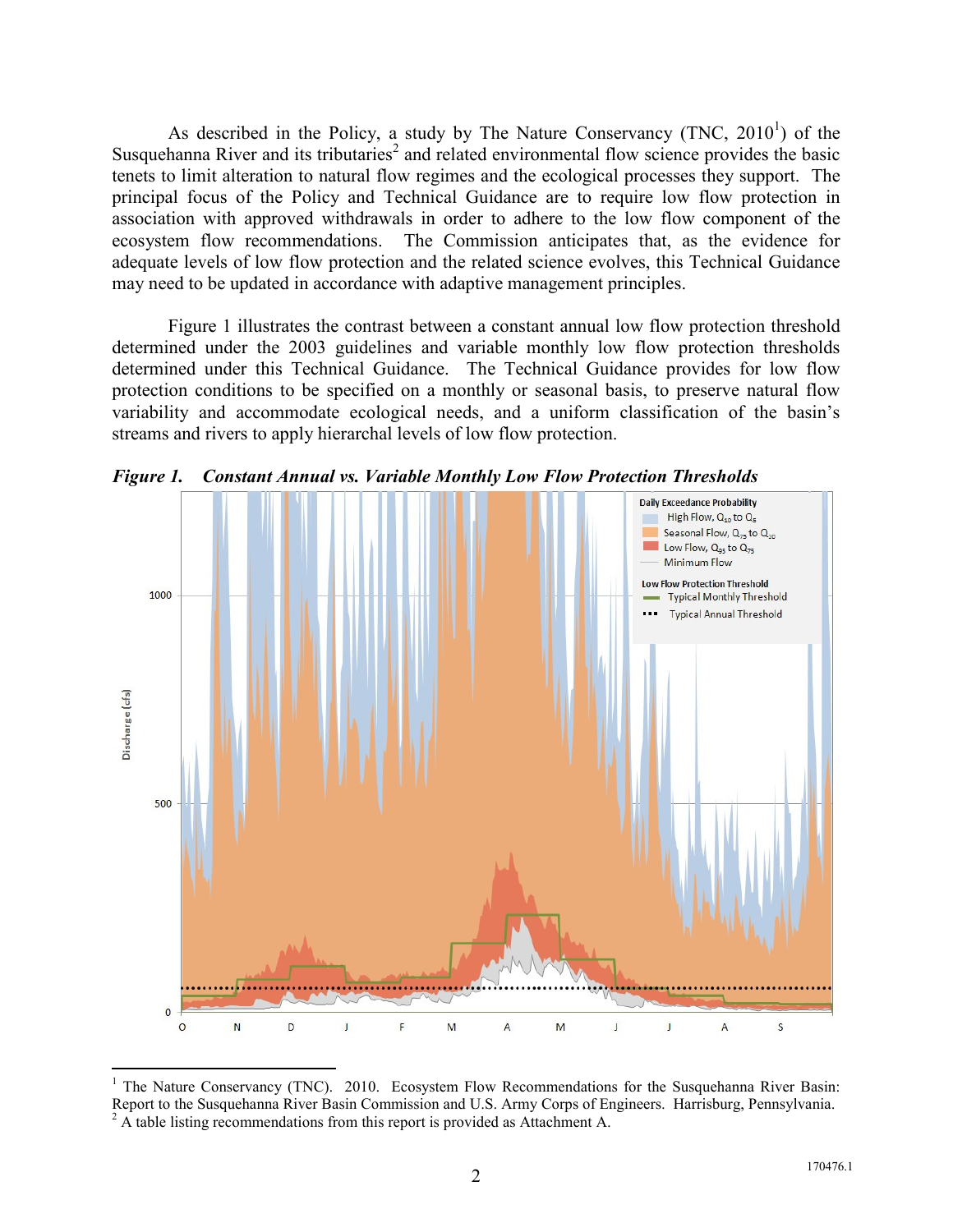As described in the Policy, a study by The Nature Conservancy (TNC, 2010[1]) of the Susquehanna River and its tributaries[2] and related environmental flow science provides the basic tenets to limit alteration to natural flow regimes and the ecological processes they support. The principal focus of the Policy and Technical Guidance are to require low flow protection in association with approved withdrawals in order to adhere to the low flow component of the ecosystem flow recommendations. The Commission anticipates that, as the evidence for adequate levels of low flow protection and the related science evolves, this Technical Guidance may need to be updated in accordance with adaptive management principles.

Figure 1 illustrates the contrast between a constant annual low flow protection threshold determined under the 2003 guidelines and variable monthly low flow protection thresholds determined under this Technical Guidance. The Technical Guidance provides for low flow protection conditions to be specified on a monthly or seasonal basis, to preserve natural flow variability and accommodate ecological needs, and a uniform classification of the basin's streams and rivers to apply hierarchal levels of low flow protection.

***Figure 1. Constant Annual vs. Variable Monthly Low Flow Protection Thresholds***

---

[1] The Nature Conservancy (TNC). 2010. Ecosystem Flow Recommendations for the Susquehanna River Basin: Report to the Susquehanna River Basin Commission and U.S. Army Corps of Engineers. Harrisburg, Pennsylvania.

[2] A table listing recommendations from this report is provided as Attachment A.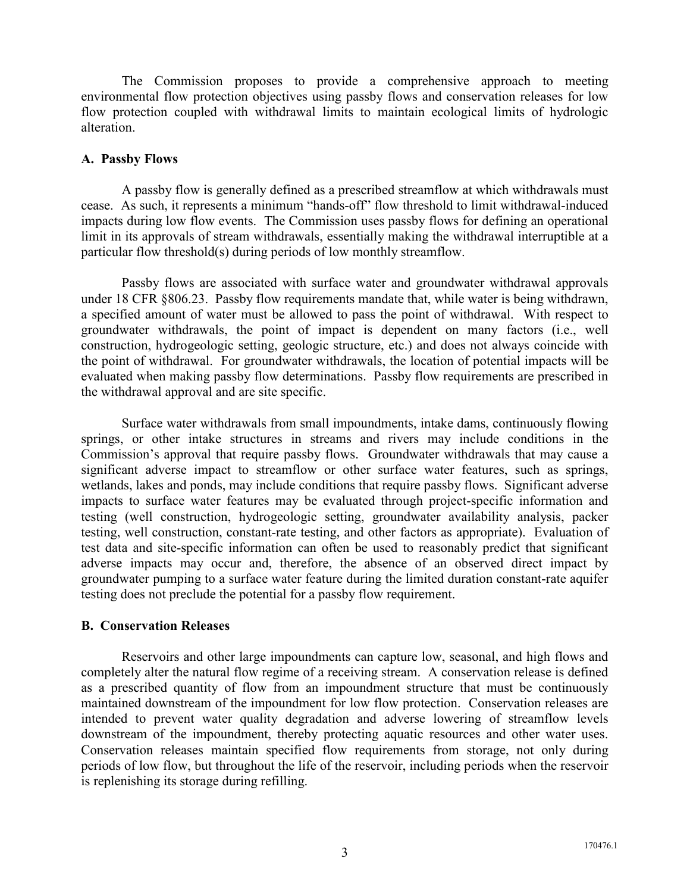The Commission proposes to provide a comprehensive approach to meeting environmental flow protection objectives using passby flows and conservation releases for low flow protection coupled with withdrawal limits to maintain ecological limits of hydrologic alteration.

### A. Passby Flows

A passby flow is generally defined as a prescribed streamflow at which withdrawals must cease. As such, it represents a minimum "hands-off" flow threshold to limit withdrawal-induced impacts during low flow events. The Commission uses passby flows for defining an operational limit in its approvals of stream withdrawals, essentially making the withdrawal interruptible at a particular flow threshold(s) during periods of low monthly streamflow.

Passby flows are associated with surface water and groundwater withdrawal approvals under 18 CFR §806.23. Passby flow requirements mandate that, while water is being withdrawn, a specified amount of water must be allowed to pass the point of withdrawal. With respect to groundwater withdrawals, the point of impact is dependent on many factors (i.e., well construction, hydrogeologic setting, geologic structure, etc.) and does not always coincide with the point of withdrawal. For groundwater withdrawals, the location of potential impacts will be evaluated when making passby flow determinations. Passby flow requirements are prescribed in the withdrawal approval and are site specific.

Surface water withdrawals from small impoundments, intake dams, continuously flowing springs, or other intake structures in streams and rivers may include conditions in the Commission's approval that require passby flows. Groundwater withdrawals that may cause a significant adverse impact to streamflow or other surface water features, such as springs, wetlands, lakes and ponds, may include conditions that require passby flows. Significant adverse impacts to surface water features may be evaluated through project-specific information and testing (well construction, hydrogeologic setting, groundwater availability analysis, packer testing, well construction, constant-rate testing, and other factors as appropriate). Evaluation of test data and site-specific information can often be used to reasonably predict that significant adverse impacts may occur and, therefore, the absence of an observed direct impact by groundwater pumping to a surface water feature during the limited duration constant-rate aquifer testing does not preclude the potential for a passby flow requirement.

### B. Conservation Releases

Reservoirs and other large impoundments can capture low, seasonal, and high flows and completely alter the natural flow regime of a receiving stream. A conservation release is defined as a prescribed quantity of flow from an impoundment structure that must be continuously maintained downstream of the impoundment for low flow protection. Conservation releases are intended to prevent water quality degradation and adverse lowering of streamflow levels downstream of the impoundment, thereby protecting aquatic resources and other water uses. Conservation releases maintain specified flow requirements from storage, not only during periods of low flow, but throughout the life of the reservoir, including periods when the reservoir is replenishing its storage during refilling.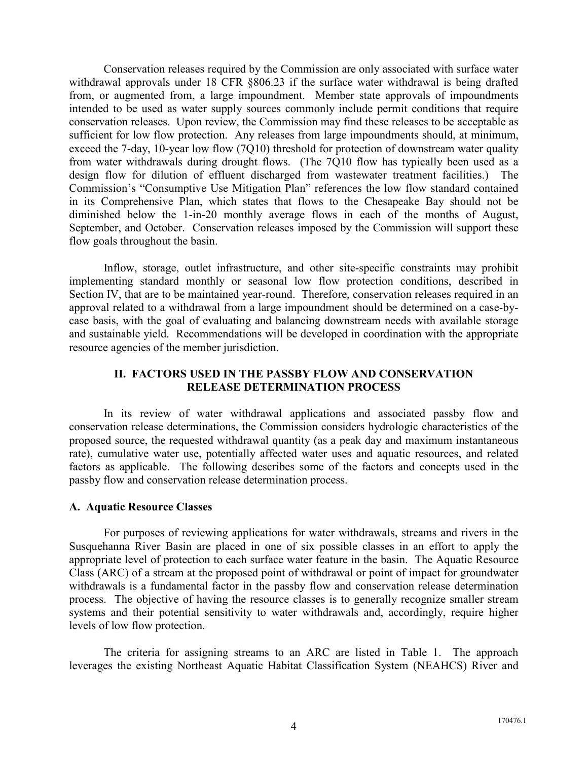Conservation releases required by the Commission are only associated with surface water withdrawal approvals under 18 CFR §806.23 if the surface water withdrawal is being drafted from, or augmented from, a large impoundment. Member state approvals of impoundments intended to be used as water supply sources commonly include permit conditions that require conservation releases. Upon review, the Commission may find these releases to be acceptable as sufficient for low flow protection. Any releases from large impoundments should, at minimum, exceed the 7-day, 10-year low flow (7Q10) threshold for protection of downstream water quality from water withdrawals during drought flows. (The 7Q10 flow has typically been used as a design flow for dilution of effluent discharged from wastewater treatment facilities.) The Commission's "Consumptive Use Mitigation Plan" references the low flow standard contained in its Comprehensive Plan, which states that flows to the Chesapeake Bay should not be diminished below the 1-in-20 monthly average flows in each of the months of August, September, and October. Conservation releases imposed by the Commission will support these flow goals throughout the basin.

Inflow, storage, outlet infrastructure, and other site-specific constraints may prohibit implementing standard monthly or seasonal low flow protection conditions, described in Section IV, that are to be maintained year-round. Therefore, conservation releases required in an approval related to a withdrawal from a large impoundment should be determined on a case-by-case basis, with the goal of evaluating and balancing downstream needs with available storage and sustainable yield. Recommendations will be developed in coordination with the appropriate resource agencies of the member jurisdiction.

## II. FACTORS USED IN THE PASSBY FLOW AND CONSERVATION RELEASE DETERMINATION PROCESS

In its review of water withdrawal applications and associated passby flow and conservation release determinations, the Commission considers hydrologic characteristics of the proposed source, the requested withdrawal quantity (as a peak day and maximum instantaneous rate), cumulative water use, potentially affected water uses and aquatic resources, and related factors as applicable. The following describes some of the factors and concepts used in the passby flow and conservation release determination process.

### A. Aquatic Resource Classes

For purposes of reviewing applications for water withdrawals, streams and rivers in the Susquehanna River Basin are placed in one of six possible classes in an effort to apply the appropriate level of protection to each surface water feature in the basin. The Aquatic Resource Class (ARC) of a stream at the proposed point of withdrawal or point of impact for groundwater withdrawals is a fundamental factor in the passby flow and conservation release determination process. The objective of having the resource classes is to generally recognize smaller stream systems and their potential sensitivity to water withdrawals and, accordingly, require higher levels of low flow protection.

The criteria for assigning streams to an ARC are listed in Table 1. The approach leverages the existing Northeast Aquatic Habitat Classification System (NEAHCS) River and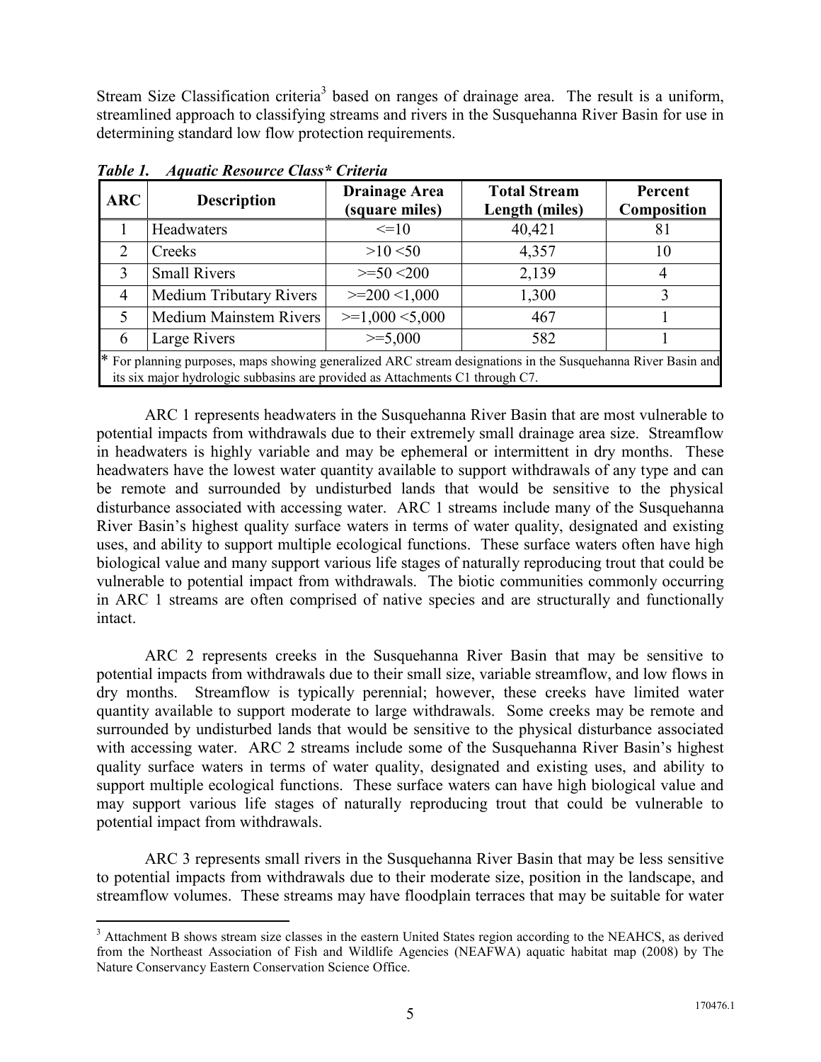Stream Size Classification criteria[3] based on ranges of drainage area. The result is a uniform, streamlined approach to classifying streams and rivers in the Susquehanna River Basin for use in determining standard low flow protection requirements.

***Table 1. Aquatic Resource Class\* Criteria***

| ARC | Description | Drainage Area (square miles) | Total Stream Length (miles) | Percent Composition |
|---|---|---|---|---|
| 1 | Headwaters | <=10 | 40,421 | 81 |
| 2 | Creeks | >10 <50 | 4,357 | 10 |
| 3 | Small Rivers | >=50 <200 | 2,139 | 4 |
| 4 | Medium Tributary Rivers | >=200 <1,000 | 1,300 | 3 |
| 5 | Medium Mainstem Rivers | >=1,000 <5,000 | 467 | 1 |
| 6 | Large Rivers | >=5,000 | 582 | 1 |

\* For planning purposes, maps showing generalized ARC stream designations in the Susquehanna River Basin and its six major hydrologic subbasins are provided as Attachments C1 through C7.

ARC 1 represents headwaters in the Susquehanna River Basin that are most vulnerable to potential impacts from withdrawals due to their extremely small drainage area size. Streamflow in headwaters is highly variable and may be ephemeral or intermittent in dry months. These headwaters have the lowest water quantity available to support withdrawals of any type and can be remote and surrounded by undisturbed lands that would be sensitive to the physical disturbance associated with accessing water. ARC 1 streams include many of the Susquehanna River Basin's highest quality surface waters in terms of water quality, designated and existing uses, and ability to support multiple ecological functions. These surface waters often have high biological value and many support various life stages of naturally reproducing trout that could be vulnerable to potential impact from withdrawals. The biotic communities commonly occurring in ARC 1 streams are often comprised of native species and are structurally and functionally intact.

ARC 2 represents creeks in the Susquehanna River Basin that may be sensitive to potential impacts from withdrawals due to their small size, variable streamflow, and low flows in dry months. Streamflow is typically perennial; however, these creeks have limited water quantity available to support moderate to large withdrawals. Some creeks may be remote and surrounded by undisturbed lands that would be sensitive to the physical disturbance associated with accessing water. ARC 2 streams include some of the Susquehanna River Basin's highest quality surface waters in terms of water quality, designated and existing uses, and ability to support multiple ecological functions. These surface waters can have high biological value and may support various life stages of naturally reproducing trout that could be vulnerable to potential impact from withdrawals.

ARC 3 represents small rivers in the Susquehanna River Basin that may be less sensitive to potential impacts from withdrawals due to their moderate size, position in the landscape, and streamflow volumes. These streams may have floodplain terraces that may be suitable for water

[3] Attachment B shows stream size classes in the eastern United States region according to the NEAHCS, as derived from the Northeast Association of Fish and Wildlife Agencies (NEAFWA) aquatic habitat map (2008) by The Nature Conservancy Eastern Conservation Science Office.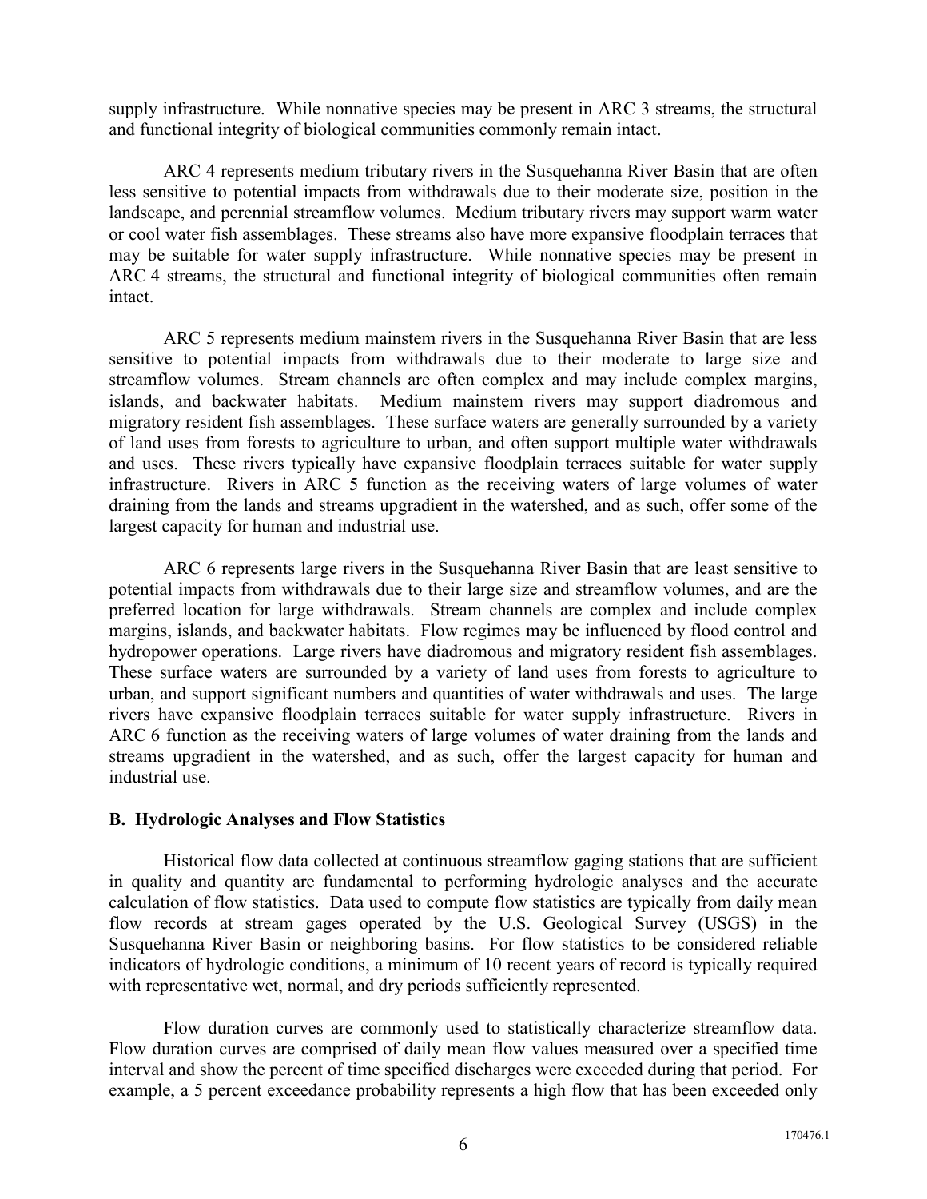supply infrastructure. While nonnative species may be present in ARC 3 streams, the structural and functional integrity of biological communities commonly remain intact.

ARC 4 represents medium tributary rivers in the Susquehanna River Basin that are often less sensitive to potential impacts from withdrawals due to their moderate size, position in the landscape, and perennial streamflow volumes. Medium tributary rivers may support warm water or cool water fish assemblages. These streams also have more expansive floodplain terraces that may be suitable for water supply infrastructure. While nonnative species may be present in ARC 4 streams, the structural and functional integrity of biological communities often remain intact.

ARC 5 represents medium mainstem rivers in the Susquehanna River Basin that are less sensitive to potential impacts from withdrawals due to their moderate to large size and streamflow volumes. Stream channels are often complex and may include complex margins, islands, and backwater habitats. Medium mainstem rivers may support diadromous and migratory resident fish assemblages. These surface waters are generally surrounded by a variety of land uses from forests to agriculture to urban, and often support multiple water withdrawals and uses. These rivers typically have expansive floodplain terraces suitable for water supply infrastructure. Rivers in ARC 5 function as the receiving waters of large volumes of water draining from the lands and streams upgradient in the watershed, and as such, offer some of the largest capacity for human and industrial use.

ARC 6 represents large rivers in the Susquehanna River Basin that are least sensitive to potential impacts from withdrawals due to their large size and streamflow volumes, and are the preferred location for large withdrawals. Stream channels are complex and include complex margins, islands, and backwater habitats. Flow regimes may be influenced by flood control and hydropower operations. Large rivers have diadromous and migratory resident fish assemblages. These surface waters are surrounded by a variety of land uses from forests to agriculture to urban, and support significant numbers and quantities of water withdrawals and uses. The large rivers have expansive floodplain terraces suitable for water supply infrastructure. Rivers in ARC 6 function as the receiving waters of large volumes of water draining from the lands and streams upgradient in the watershed, and as such, offer the largest capacity for human and industrial use.

### B. Hydrologic Analyses and Flow Statistics

Historical flow data collected at continuous streamflow gaging stations that are sufficient in quality and quantity are fundamental to performing hydrologic analyses and the accurate calculation of flow statistics. Data used to compute flow statistics are typically from daily mean flow records at stream gages operated by the U.S. Geological Survey (USGS) in the Susquehanna River Basin or neighboring basins. For flow statistics to be considered reliable indicators of hydrologic conditions, a minimum of 10 recent years of record is typically required with representative wet, normal, and dry periods sufficiently represented.

Flow duration curves are commonly used to statistically characterize streamflow data. Flow duration curves are comprised of daily mean flow values measured over a specified time interval and show the percent of time specified discharges were exceeded during that period. For example, a 5 percent exceedance probability represents a high flow that has been exceeded only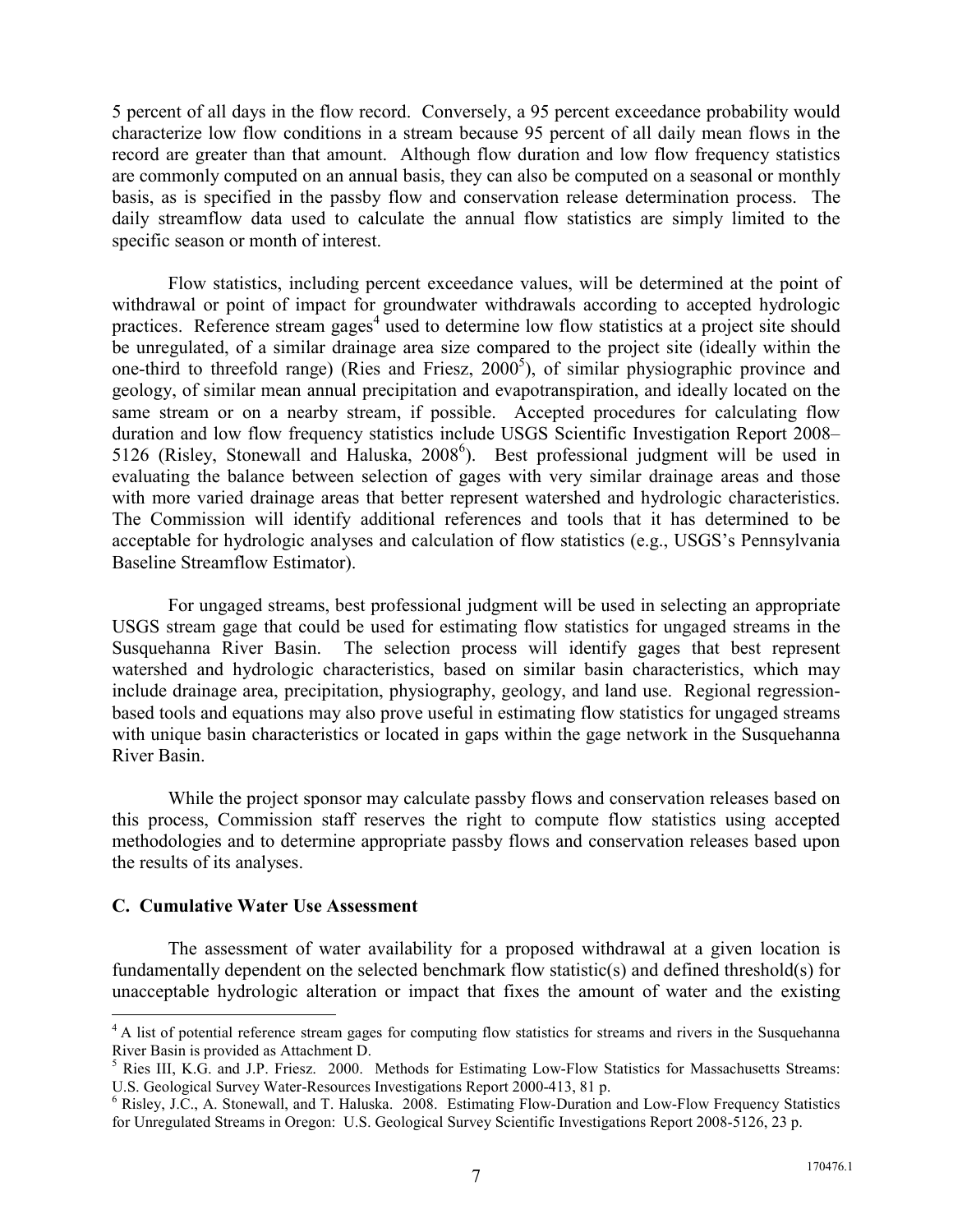5 percent of all days in the flow record. Conversely, a 95 percent exceedance probability would characterize low flow conditions in a stream because 95 percent of all daily mean flows in the record are greater than that amount. Although flow duration and low flow frequency statistics are commonly computed on an annual basis, they can also be computed on a seasonal or monthly basis, as is specified in the passby flow and conservation release determination process. The daily streamflow data used to calculate the annual flow statistics are simply limited to the specific season or month of interest.

Flow statistics, including percent exceedance values, will be determined at the point of withdrawal or point of impact for groundwater withdrawals according to accepted hydrologic practices. Reference stream gages[4] used to determine low flow statistics at a project site should be unregulated, of a similar drainage area size compared to the project site (ideally within the one-third to threefold range) (Ries and Friesz, 2000[5]), of similar physiographic province and geology, of similar mean annual precipitation and evapotranspiration, and ideally located on the same stream or on a nearby stream, if possible. Accepted procedures for calculating flow duration and low flow frequency statistics include USGS Scientific Investigation Report 2008–5126 (Risley, Stonewall and Haluska, 2008[6]). Best professional judgment will be used in evaluating the balance between selection of gages with very similar drainage areas and those with more varied drainage areas that better represent watershed and hydrologic characteristics. The Commission will identify additional references and tools that it has determined to be acceptable for hydrologic analyses and calculation of flow statistics (e.g., USGS's Pennsylvania Baseline Streamflow Estimator).

For ungaged streams, best professional judgment will be used in selecting an appropriate USGS stream gage that could be used for estimating flow statistics for ungaged streams in the Susquehanna River Basin. The selection process will identify gages that best represent watershed and hydrologic characteristics, based on similar basin characteristics, which may include drainage area, precipitation, physiography, geology, and land use. Regional regression-based tools and equations may also prove useful in estimating flow statistics for ungaged streams with unique basin characteristics or located in gaps within the gage network in the Susquehanna River Basin.

While the project sponsor may calculate passby flows and conservation releases based on this process, Commission staff reserves the right to compute flow statistics using accepted methodologies and to determine appropriate passby flows and conservation releases based upon the results of its analyses.

### C. Cumulative Water Use Assessment

The assessment of water availability for a proposed withdrawal at a given location is fundamentally dependent on the selected benchmark flow statistic(s) and defined threshold(s) for unacceptable hydrologic alteration or impact that fixes the amount of water and the existing

---

[4] A list of potential reference stream gages for computing flow statistics for streams and rivers in the Susquehanna River Basin is provided as Attachment D.

[5] Ries III, K.G. and J.P. Friesz. 2000. Methods for Estimating Low-Flow Statistics for Massachusetts Streams: U.S. Geological Survey Water-Resources Investigations Report 2000-413, 81 p.

[6] Risley, J.C., A. Stonewall, and T. Haluska. 2008. Estimating Flow-Duration and Low-Flow Frequency Statistics for Unregulated Streams in Oregon: U.S. Geological Survey Scientific Investigations Report 2008-5126, 23 p.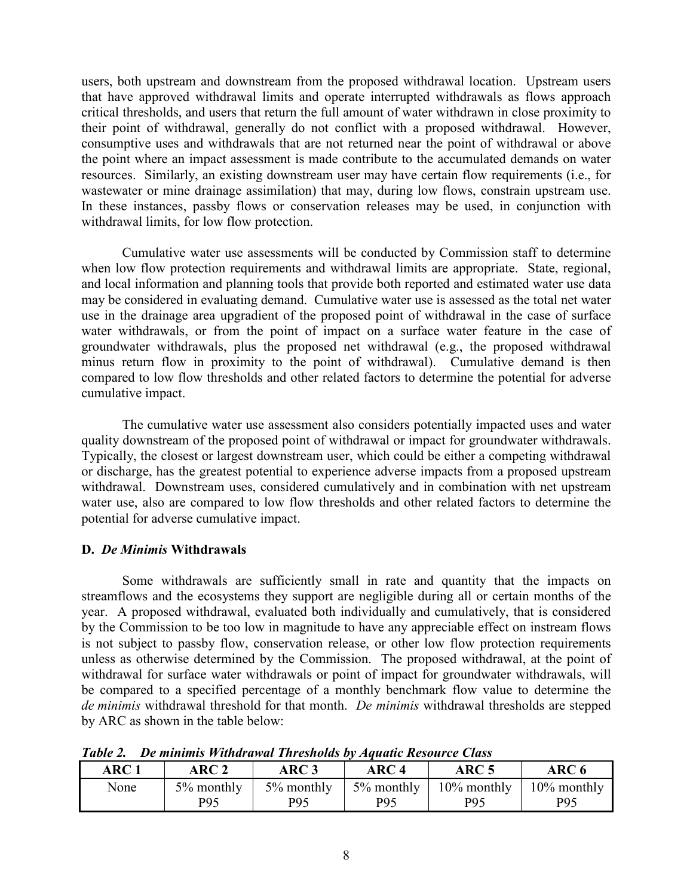users, both upstream and downstream from the proposed withdrawal location. Upstream users that have approved withdrawal limits and operate interrupted withdrawals as flows approach critical thresholds, and users that return the full amount of water withdrawn in close proximity to their point of withdrawal, generally do not conflict with a proposed withdrawal. However, consumptive uses and withdrawals that are not returned near the point of withdrawal or above the point where an impact assessment is made contribute to the accumulated demands on water resources. Similarly, an existing downstream user may have certain flow requirements (i.e., for wastewater or mine drainage assimilation) that may, during low flows, constrain upstream use. In these instances, passby flows or conservation releases may be used, in conjunction with withdrawal limits, for low flow protection.

Cumulative water use assessments will be conducted by Commission staff to determine when low flow protection requirements and withdrawal limits are appropriate. State, regional, and local information and planning tools that provide both reported and estimated water use data may be considered in evaluating demand. Cumulative water use is assessed as the total net water use in the drainage area upgradient of the proposed point of withdrawal in the case of surface water withdrawals, or from the point of impact on a surface water feature in the case of groundwater withdrawals, plus the proposed net withdrawal (e.g., the proposed withdrawal minus return flow in proximity to the point of withdrawal). Cumulative demand is then compared to low flow thresholds and other related factors to determine the potential for adverse cumulative impact.

The cumulative water use assessment also considers potentially impacted uses and water quality downstream of the proposed point of withdrawal or impact for groundwater withdrawals. Typically, the closest or largest downstream user, which could be either a competing withdrawal or discharge, has the greatest potential to experience adverse impacts from a proposed upstream withdrawal. Downstream uses, considered cumulatively and in combination with net upstream water use, also are compared to low flow thresholds and other related factors to determine the potential for adverse cumulative impact.

### D. *De Minimis* Withdrawals

Some withdrawals are sufficiently small in rate and quantity that the impacts on streamflows and the ecosystems they support are negligible during all or certain months of the year. A proposed withdrawal, evaluated both individually and cumulatively, that is considered by the Commission to be too low in magnitude to have any appreciable effect on instream flows is not subject to passby flow, conservation release, or other low flow protection requirements unless as otherwise determined by the Commission. The proposed withdrawal, at the point of withdrawal for surface water withdrawals or point of impact for groundwater withdrawals, will be compared to a specified percentage of a monthly benchmark flow value to determine the *de minimis* withdrawal threshold for that month. *De minimis* withdrawal thresholds are stepped by ARC as shown in the table below:

***Table 2. De minimis Withdrawal Thresholds by Aquatic Resource Class***

| ARC 1 | ARC 2 | ARC 3 | ARC 4 | ARC 5 | ARC 6 |
|---|---|---|---|---|---|
| None | 5% monthly P95 | 5% monthly P95 | 5% monthly P95 | 10% monthly P95 | 10% monthly P95 |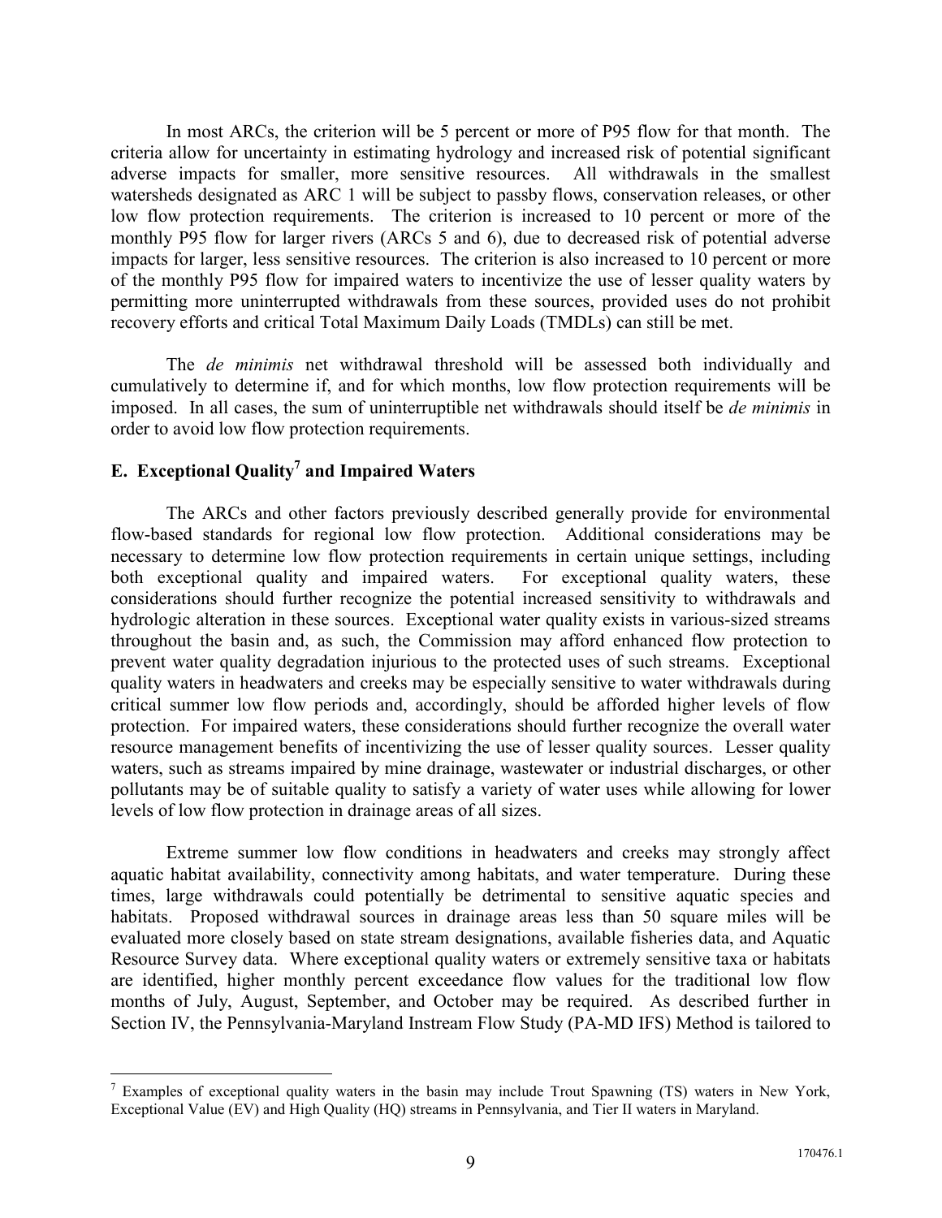In most ARCs, the criterion will be 5 percent or more of P95 flow for that month. The criteria allow for uncertainty in estimating hydrology and increased risk of potential significant adverse impacts for smaller, more sensitive resources. All withdrawals in the smallest watersheds designated as ARC 1 will be subject to passby flows, conservation releases, or other low flow protection requirements. The criterion is increased to 10 percent or more of the monthly P95 flow for larger rivers (ARCs 5 and 6), due to decreased risk of potential adverse impacts for larger, less sensitive resources. The criterion is also increased to 10 percent or more of the monthly P95 flow for impaired waters to incentivize the use of lesser quality waters by permitting more uninterrupted withdrawals from these sources, provided uses do not prohibit recovery efforts and critical Total Maximum Daily Loads (TMDLs) can still be met.

The *de minimis* net withdrawal threshold will be assessed both individually and cumulatively to determine if, and for which months, low flow protection requirements will be imposed. In all cases, the sum of uninterruptible net withdrawals should itself be *de minimis* in order to avoid low flow protection requirements.

## E. Exceptional Quality[7] and Impaired Waters

The ARCs and other factors previously described generally provide for environmental flow-based standards for regional low flow protection. Additional considerations may be necessary to determine low flow protection requirements in certain unique settings, including both exceptional quality and impaired waters. For exceptional quality waters, these considerations should further recognize the potential increased sensitivity to withdrawals and hydrologic alteration in these sources. Exceptional water quality exists in various-sized streams throughout the basin and, as such, the Commission may afford enhanced flow protection to prevent water quality degradation injurious to the protected uses of such streams. Exceptional quality waters in headwaters and creeks may be especially sensitive to water withdrawals during critical summer low flow periods and, accordingly, should be afforded higher levels of flow protection. For impaired waters, these considerations should further recognize the overall water resource management benefits of incentivizing the use of lesser quality sources. Lesser quality waters, such as streams impaired by mine drainage, wastewater or industrial discharges, or other pollutants may be of suitable quality to satisfy a variety of water uses while allowing for lower levels of low flow protection in drainage areas of all sizes.

Extreme summer low flow conditions in headwaters and creeks may strongly affect aquatic habitat availability, connectivity among habitats, and water temperature. During these times, large withdrawals could potentially be detrimental to sensitive aquatic species and habitats. Proposed withdrawal sources in drainage areas less than 50 square miles will be evaluated more closely based on state stream designations, available fisheries data, and Aquatic Resource Survey data. Where exceptional quality waters or extremely sensitive taxa or habitats are identified, higher monthly percent exceedance flow values for the traditional low flow months of July, August, September, and October may be required. As described further in Section IV, the Pennsylvania-Maryland Instream Flow Study (PA-MD IFS) Method is tailored to

[7] Examples of exceptional quality waters in the basin may include Trout Spawning (TS) waters in New York, Exceptional Value (EV) and High Quality (HQ) streams in Pennsylvania, and Tier II waters in Maryland.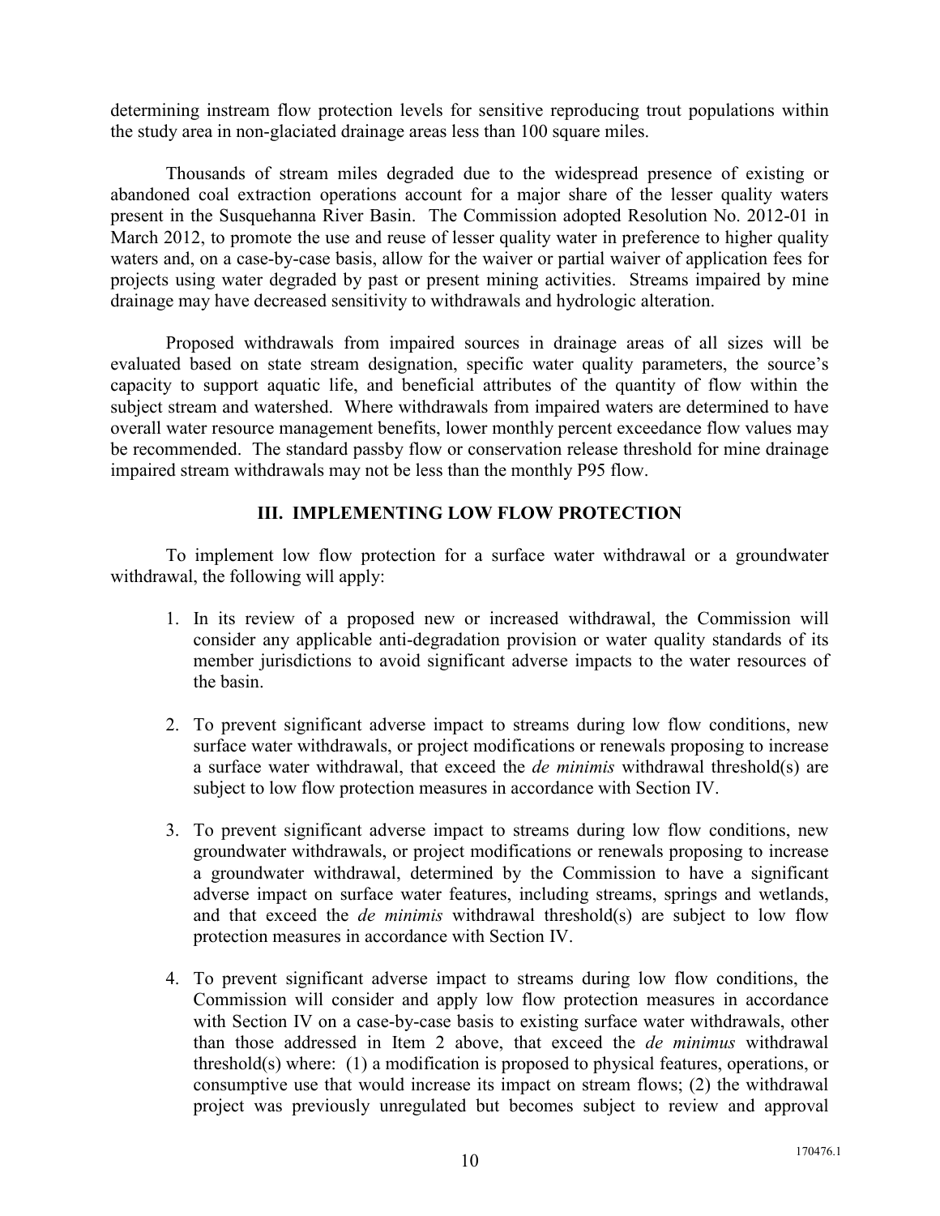determining instream flow protection levels for sensitive reproducing trout populations within the study area in non-glaciated drainage areas less than 100 square miles.

Thousands of stream miles degraded due to the widespread presence of existing or abandoned coal extraction operations account for a major share of the lesser quality waters present in the Susquehanna River Basin. The Commission adopted Resolution No. 2012-01 in March 2012, to promote the use and reuse of lesser quality water in preference to higher quality waters and, on a case-by-case basis, allow for the waiver or partial waiver of application fees for projects using water degraded by past or present mining activities. Streams impaired by mine drainage may have decreased sensitivity to withdrawals and hydrologic alteration.

Proposed withdrawals from impaired sources in drainage areas of all sizes will be evaluated based on state stream designation, specific water quality parameters, the source's capacity to support aquatic life, and beneficial attributes of the quantity of flow within the subject stream and watershed. Where withdrawals from impaired waters are determined to have overall water resource management benefits, lower monthly percent exceedance flow values may be recommended. The standard passby flow or conservation release threshold for mine drainage impaired stream withdrawals may not be less than the monthly P95 flow.

## III. IMPLEMENTING LOW FLOW PROTECTION

To implement low flow protection for a surface water withdrawal or a groundwater withdrawal, the following will apply:

1. In its review of a proposed new or increased withdrawal, the Commission will consider any applicable anti-degradation provision or water quality standards of its member jurisdictions to avoid significant adverse impacts to the water resources of the basin.

2. To prevent significant adverse impact to streams during low flow conditions, new surface water withdrawals, or project modifications or renewals proposing to increase a surface water withdrawal, that exceed the *de minimis* withdrawal threshold(s) are subject to low flow protection measures in accordance with Section IV.

3. To prevent significant adverse impact to streams during low flow conditions, new groundwater withdrawals, or project modifications or renewals proposing to increase a groundwater withdrawal, determined by the Commission to have a significant adverse impact on surface water features, including streams, springs and wetlands, and that exceed the *de minimis* withdrawal threshold(s) are subject to low flow protection measures in accordance with Section IV.

4. To prevent significant adverse impact to streams during low flow conditions, the Commission will consider and apply low flow protection measures in accordance with Section IV on a case-by-case basis to existing surface water withdrawals, other than those addressed in Item 2 above, that exceed the *de minimus* withdrawal threshold(s) where: (1) a modification is proposed to physical features, operations, or consumptive use that would increase its impact on stream flows; (2) the withdrawal project was previously unregulated but becomes subject to review and approval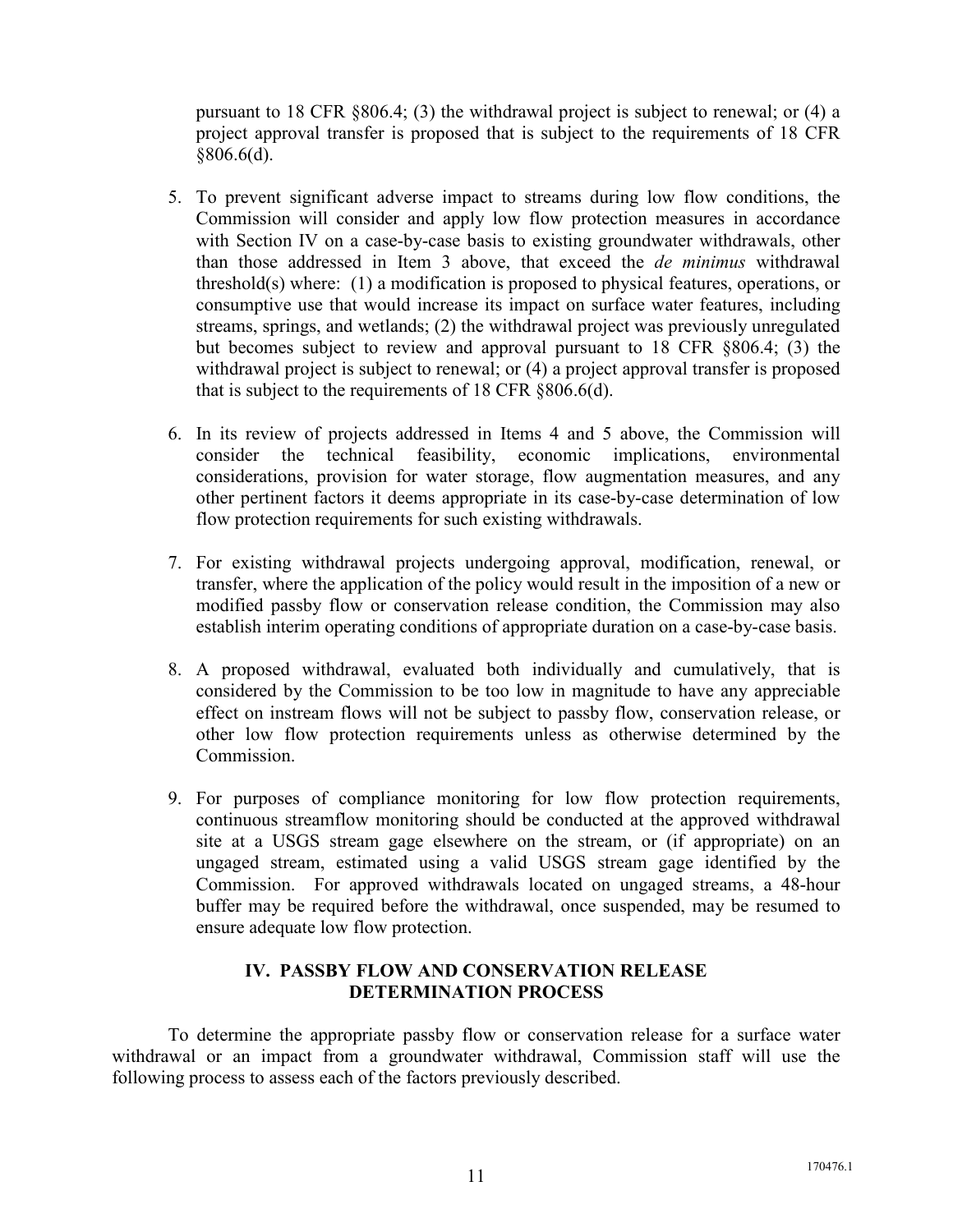pursuant to 18 CFR §806.4; (3) the withdrawal project is subject to renewal; or (4) a project approval transfer is proposed that is subject to the requirements of 18 CFR §806.6(d).

5. To prevent significant adverse impact to streams during low flow conditions, the Commission will consider and apply low flow protection measures in accordance with Section IV on a case-by-case basis to existing groundwater withdrawals, other than those addressed in Item 3 above, that exceed the *de minimus* withdrawal threshold(s) where: (1) a modification is proposed to physical features, operations, or consumptive use that would increase its impact on surface water features, including streams, springs, and wetlands; (2) the withdrawal project was previously unregulated but becomes subject to review and approval pursuant to 18 CFR §806.4; (3) the withdrawal project is subject to renewal; or (4) a project approval transfer is proposed that is subject to the requirements of 18 CFR §806.6(d).

6. In its review of projects addressed in Items 4 and 5 above, the Commission will consider the technical feasibility, economic implications, environmental considerations, provision for water storage, flow augmentation measures, and any other pertinent factors it deems appropriate in its case-by-case determination of low flow protection requirements for such existing withdrawals.

7. For existing withdrawal projects undergoing approval, modification, renewal, or transfer, where the application of the policy would result in the imposition of a new or modified passby flow or conservation release condition, the Commission may also establish interim operating conditions of appropriate duration on a case-by-case basis.

8. A proposed withdrawal, evaluated both individually and cumulatively, that is considered by the Commission to be too low in magnitude to have any appreciable effect on instream flows will not be subject to passby flow, conservation release, or other low flow protection requirements unless as otherwise determined by the Commission.

9. For purposes of compliance monitoring for low flow protection requirements, continuous streamflow monitoring should be conducted at the approved withdrawal site at a USGS stream gage elsewhere on the stream, or (if appropriate) on an ungaged stream, estimated using a valid USGS stream gage identified by the Commission. For approved withdrawals located on ungaged streams, a 48-hour buffer may be required before the withdrawal, once suspended, may be resumed to ensure adequate low flow protection.

## IV. PASSBY FLOW AND CONSERVATION RELEASE DETERMINATION PROCESS

To determine the appropriate passby flow or conservation release for a surface water withdrawal or an impact from a groundwater withdrawal, Commission staff will use the following process to assess each of the factors previously described.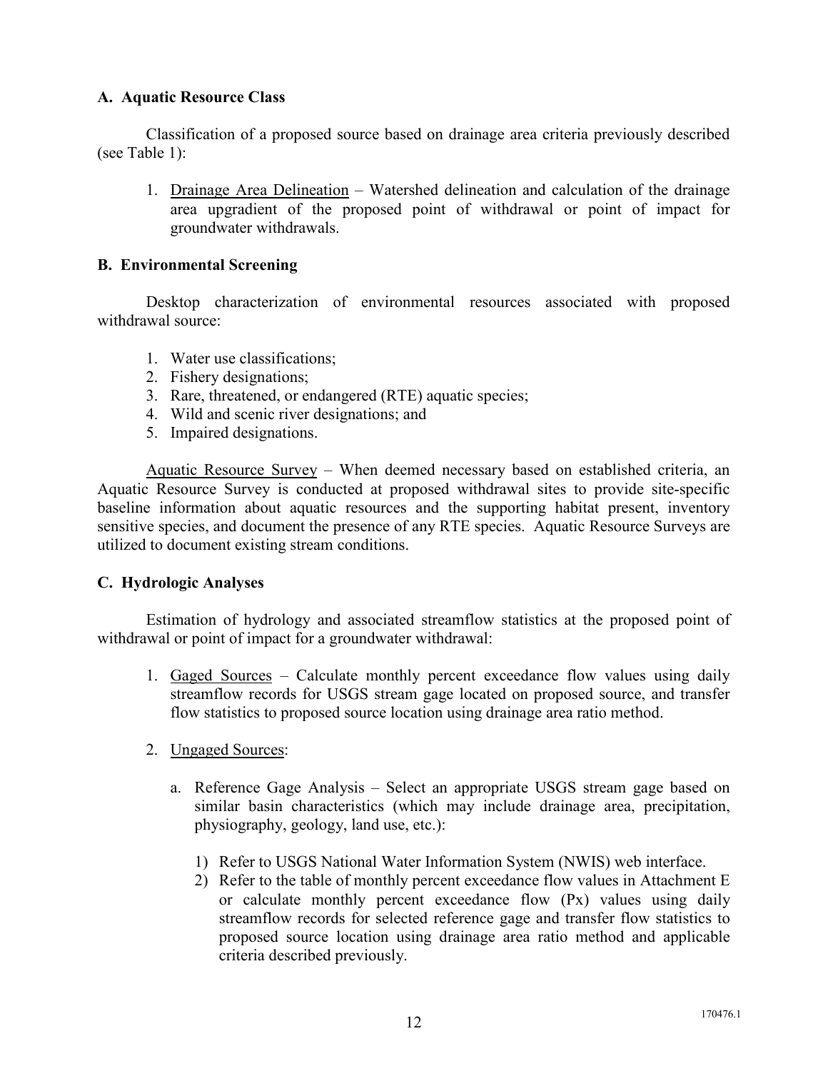### A. Aquatic Resource Class

Classification of a proposed source based on drainage area criteria previously described (see Table 1):

1. Drainage Area Delineation – Watershed delineation and calculation of the drainage area upgradient of the proposed point of withdrawal or point of impact for groundwater withdrawals.

### B. Environmental Screening

Desktop characterization of environmental resources associated with proposed withdrawal source:

1. Water use classifications;
2. Fishery designations;
3. Rare, threatened, or endangered (RTE) aquatic species;
4. Wild and scenic river designations; and
5. Impaired designations.

Aquatic Resource Survey – When deemed necessary based on established criteria, an Aquatic Resource Survey is conducted at proposed withdrawal sites to provide site-specific baseline information about aquatic resources and the supporting habitat present, inventory sensitive species, and document the presence of any RTE species. Aquatic Resource Surveys are utilized to document existing stream conditions.

### C. Hydrologic Analyses

Estimation of hydrology and associated streamflow statistics at the proposed point of withdrawal or point of impact for a groundwater withdrawal:

1. Gaged Sources – Calculate monthly percent exceedance flow values using daily streamflow records for USGS stream gage located on proposed source, and transfer flow statistics to proposed source location using drainage area ratio method.

2. Ungaged Sources:

   a. Reference Gage Analysis – Select an appropriate USGS stream gage based on similar basin characteristics (which may include drainage area, precipitation, physiography, geology, land use, etc.):

      1) Refer to USGS National Water Information System (NWIS) web interface.
      2) Refer to the table of monthly percent exceedance flow values in Attachment E or calculate monthly percent exceedance flow (Px) values using daily streamflow records for selected reference gage and transfer flow statistics to proposed source location using drainage area ratio method and applicable criteria described previously.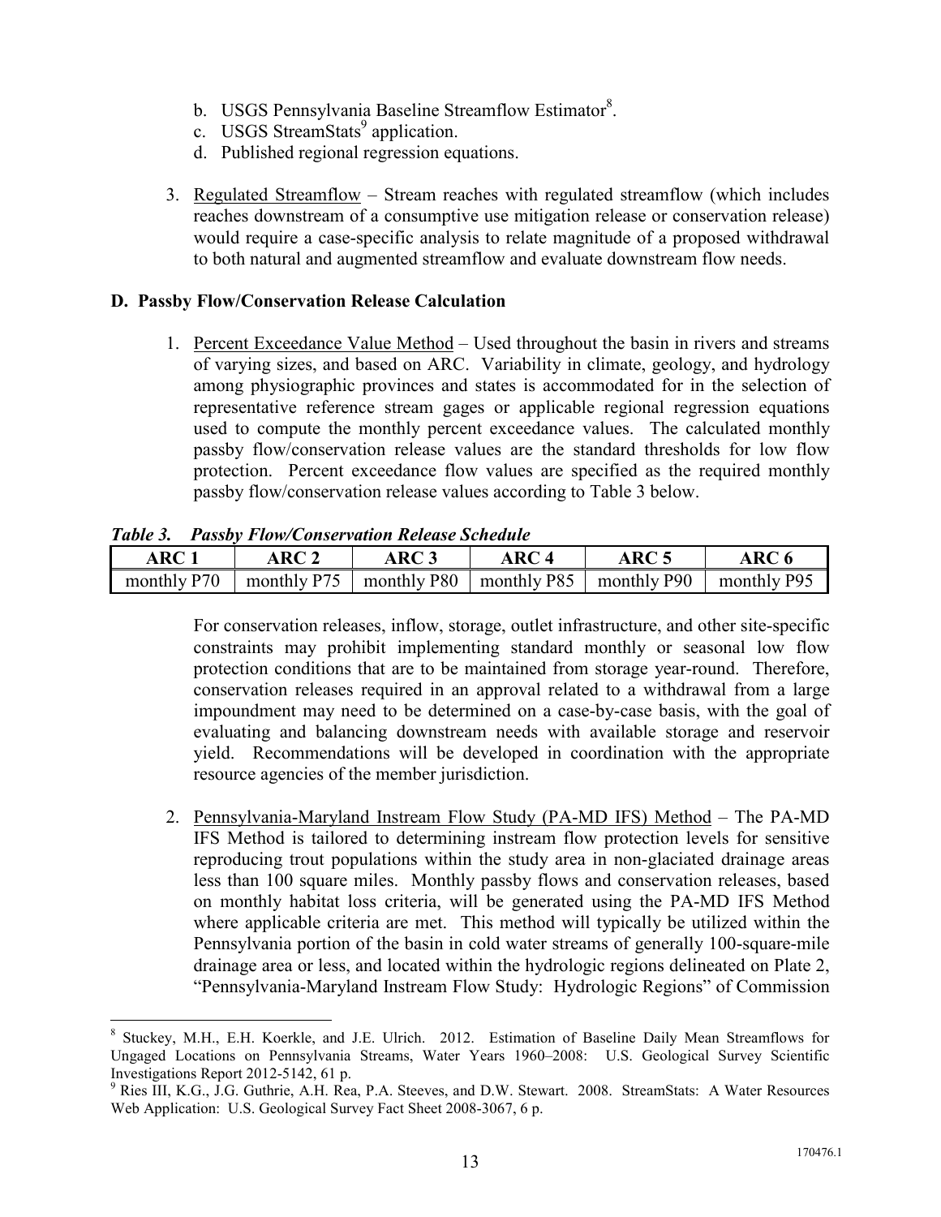b. USGS Pennsylvania Baseline Streamflow Estimator[8].
c. USGS StreamStats[9] application.
d. Published regional regression equations.

3. Regulated Streamflow – Stream reaches with regulated streamflow (which includes reaches downstream of a consumptive use mitigation release or conservation release) would require a case-specific analysis to relate magnitude of a proposed withdrawal to both natural and augmented streamflow and evaluate downstream flow needs.

**D. Passby Flow/Conservation Release Calculation**

1. Percent Exceedance Value Method – Used throughout the basin in rivers and streams of varying sizes, and based on ARC. Variability in climate, geology, and hydrology among physiographic provinces and states is accommodated for in the selection of representative reference stream gages or applicable regional regression equations used to compute the monthly percent exceedance values. The calculated monthly passby flow/conservation release values are the standard thresholds for low flow protection. Percent exceedance flow values are specified as the required monthly passby flow/conservation release values according to Table 3 below.

***Table 3. Passby Flow/Conservation Release Schedule***

| ARC 1 | ARC 2 | ARC 3 | ARC 4 | ARC 5 | ARC 6 |
|---|---|---|---|---|---|
| monthly P70 | monthly P75 | monthly P80 | monthly P85 | monthly P90 | monthly P95 |

For conservation releases, inflow, storage, outlet infrastructure, and other site-specific constraints may prohibit implementing standard monthly or seasonal low flow protection conditions that are to be maintained from storage year-round. Therefore, conservation releases required in an approval related to a withdrawal from a large impoundment may need to be determined on a case-by-case basis, with the goal of evaluating and balancing downstream needs with available storage and reservoir yield. Recommendations will be developed in coordination with the appropriate resource agencies of the member jurisdiction.

2. Pennsylvania-Maryland Instream Flow Study (PA-MD IFS) Method – The PA-MD IFS Method is tailored to determining instream flow protection levels for sensitive reproducing trout populations within the study area in non-glaciated drainage areas less than 100 square miles. Monthly passby flows and conservation releases, based on monthly habitat loss criteria, will be generated using the PA-MD IFS Method where applicable criteria are met. This method will typically be utilized within the Pennsylvania portion of the basin in cold water streams of generally 100-square-mile drainage area or less, and located within the hydrologic regions delineated on Plate 2, "Pennsylvania-Maryland Instream Flow Study: Hydrologic Regions" of Commission

[8] Stuckey, M.H., E.H. Koerkle, and J.E. Ulrich. 2012. Estimation of Baseline Daily Mean Streamflows for Ungaged Locations on Pennsylvania Streams, Water Years 1960–2008: U.S. Geological Survey Scientific Investigations Report 2012-5142, 61 p.

[9] Ries III, K.G., J.G. Guthrie, A.H. Rea, P.A. Steeves, and D.W. Stewart. 2008. StreamStats: A Water Resources Web Application: U.S. Geological Survey Fact Sheet 2008-3067, 6 p.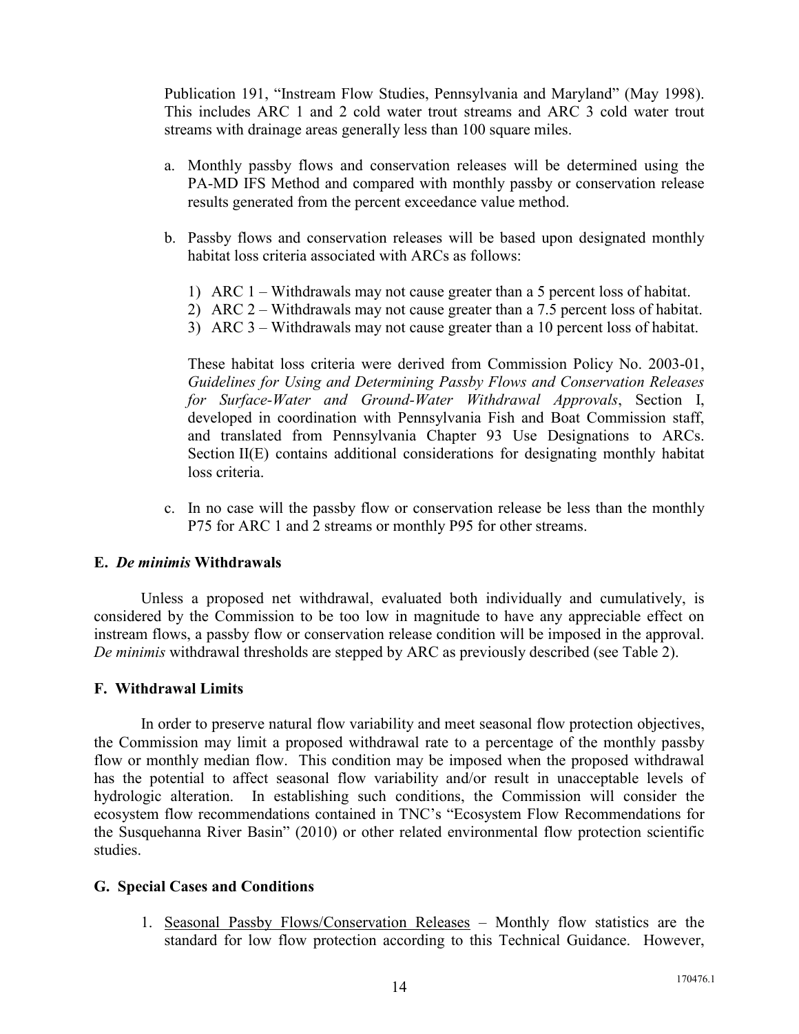Publication 191, "Instream Flow Studies, Pennsylvania and Maryland" (May 1998). This includes ARC 1 and 2 cold water trout streams and ARC 3 cold water trout streams with drainage areas generally less than 100 square miles.

a. Monthly passby flows and conservation releases will be determined using the PA-MD IFS Method and compared with monthly passby or conservation release results generated from the percent exceedance value method.

b. Passby flows and conservation releases will be based upon designated monthly habitat loss criteria associated with ARCs as follows:

   1) ARC 1 – Withdrawals may not cause greater than a 5 percent loss of habitat.
   2) ARC 2 – Withdrawals may not cause greater than a 7.5 percent loss of habitat.
   3) ARC 3 – Withdrawals may not cause greater than a 10 percent loss of habitat.

   These habitat loss criteria were derived from Commission Policy No. 2003-01, *Guidelines for Using and Determining Passby Flows and Conservation Releases for Surface-Water and Ground-Water Withdrawal Approvals*, Section I, developed in coordination with Pennsylvania Fish and Boat Commission staff, and translated from Pennsylvania Chapter 93 Use Designations to ARCs. Section II(E) contains additional considerations for designating monthly habitat loss criteria.

c. In no case will the passby flow or conservation release be less than the monthly P75 for ARC 1 and 2 streams or monthly P95 for other streams.

### E. *De minimis* Withdrawals

Unless a proposed net withdrawal, evaluated both individually and cumulatively, is considered by the Commission to be too low in magnitude to have any appreciable effect on instream flows, a passby flow or conservation release condition will be imposed in the approval. *De minimis* withdrawal thresholds are stepped by ARC as previously described (see Table 2).

### F. Withdrawal Limits

In order to preserve natural flow variability and meet seasonal flow protection objectives, the Commission may limit a proposed withdrawal rate to a percentage of the monthly passby flow or monthly median flow. This condition may be imposed when the proposed withdrawal has the potential to affect seasonal flow variability and/or result in unacceptable levels of hydrologic alteration. In establishing such conditions, the Commission will consider the ecosystem flow recommendations contained in TNC's "Ecosystem Flow Recommendations for the Susquehanna River Basin" (2010) or other related environmental flow protection scientific studies.

### G. Special Cases and Conditions

1. Seasonal Passby Flows/Conservation Releases – Monthly flow statistics are the standard for low flow protection according to this Technical Guidance. However,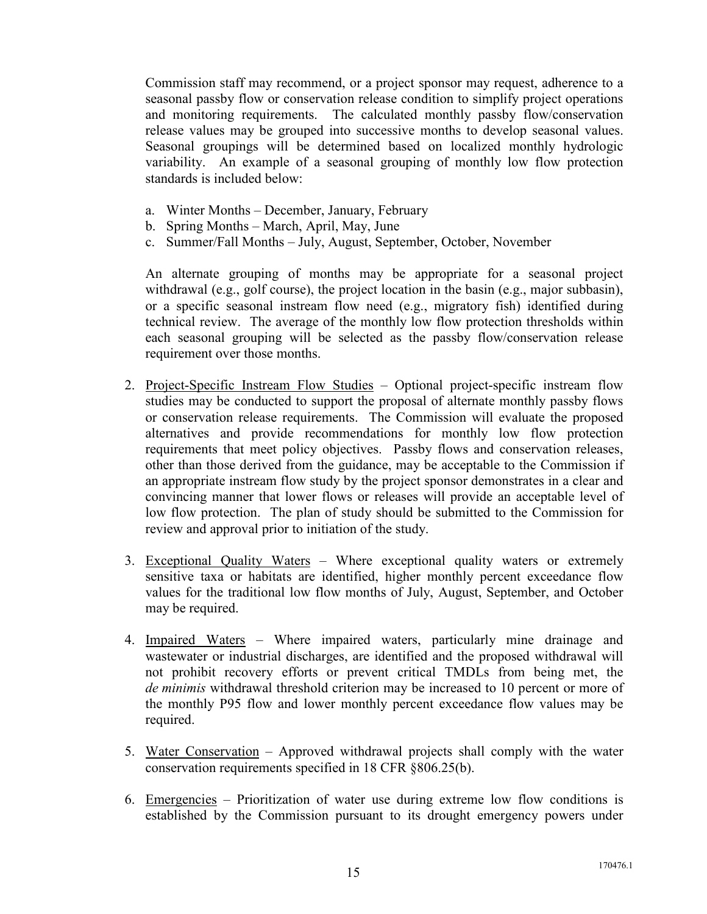Commission staff may recommend, or a project sponsor may request, adherence to a seasonal passby flow or conservation release condition to simplify project operations and monitoring requirements. The calculated monthly passby flow/conservation release values may be grouped into successive months to develop seasonal values. Seasonal groupings will be determined based on localized monthly hydrologic variability. An example of a seasonal grouping of monthly low flow protection standards is included below:

a. Winter Months – December, January, February
b. Spring Months – March, April, May, June
c. Summer/Fall Months – July, August, September, October, November

An alternate grouping of months may be appropriate for a seasonal project withdrawal (e.g., golf course), the project location in the basin (e.g., major subbasin), or a specific seasonal instream flow need (e.g., migratory fish) identified during technical review. The average of the monthly low flow protection thresholds within each seasonal grouping will be selected as the passby flow/conservation release requirement over those months.

2. Project-Specific Instream Flow Studies – Optional project-specific instream flow studies may be conducted to support the proposal of alternate monthly passby flows or conservation release requirements. The Commission will evaluate the proposed alternatives and provide recommendations for monthly low flow protection requirements that meet policy objectives. Passby flows and conservation releases, other than those derived from the guidance, may be acceptable to the Commission if an appropriate instream flow study by the project sponsor demonstrates in a clear and convincing manner that lower flows or releases will provide an acceptable level of low flow protection. The plan of study should be submitted to the Commission for review and approval prior to initiation of the study.

3. Exceptional Quality Waters – Where exceptional quality waters or extremely sensitive taxa or habitats are identified, higher monthly percent exceedance flow values for the traditional low flow months of July, August, September, and October may be required.

4. Impaired Waters – Where impaired waters, particularly mine drainage and wastewater or industrial discharges, are identified and the proposed withdrawal will not prohibit recovery efforts or prevent critical TMDLs from being met, the *de minimis* withdrawal threshold criterion may be increased to 10 percent or more of the monthly P95 flow and lower monthly percent exceedance flow values may be required.

5. Water Conservation – Approved withdrawal projects shall comply with the water conservation requirements specified in 18 CFR §806.25(b).

6. Emergencies – Prioritization of water use during extreme low flow conditions is established by the Commission pursuant to its drought emergency powers under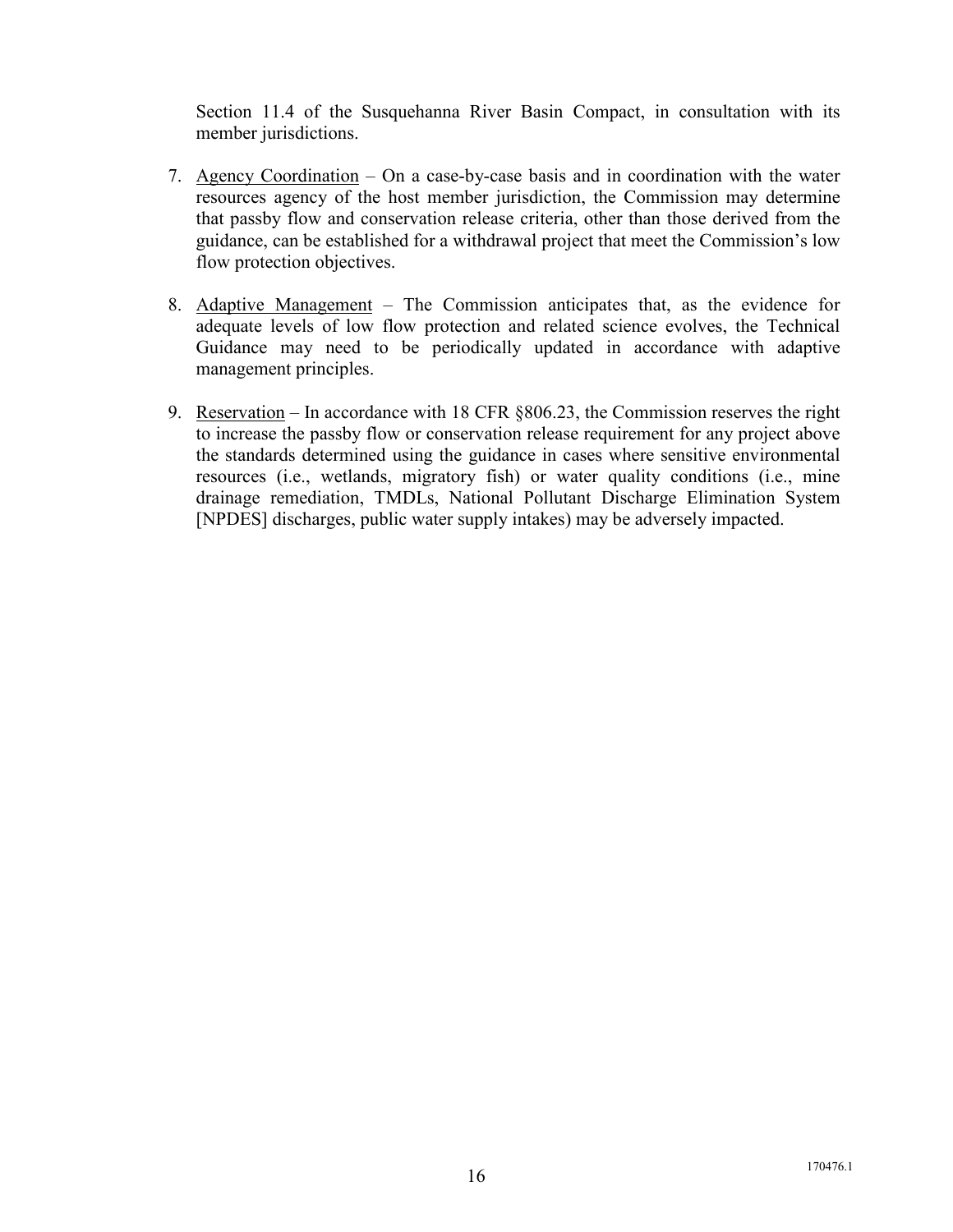Section 11.4 of the Susquehanna River Basin Compact, in consultation with its member jurisdictions.

7. Agency Coordination – On a case-by-case basis and in coordination with the water resources agency of the host member jurisdiction, the Commission may determine that passby flow and conservation release criteria, other than those derived from the guidance, can be established for a withdrawal project that meet the Commission's low flow protection objectives.

8. Adaptive Management – The Commission anticipates that, as the evidence for adequate levels of low flow protection and related science evolves, the Technical Guidance may need to be periodically updated in accordance with adaptive management principles.

9. Reservation – In accordance with 18 CFR §806.23, the Commission reserves the right to increase the passby flow or conservation release requirement for any project above the standards determined using the guidance in cases where sensitive environmental resources (i.e., wetlands, migratory fish) or water quality conditions (i.e., mine drainage remediation, TMDLs, National Pollutant Discharge Elimination System [NPDES] discharges, public water supply intakes) may be adversely impacted.